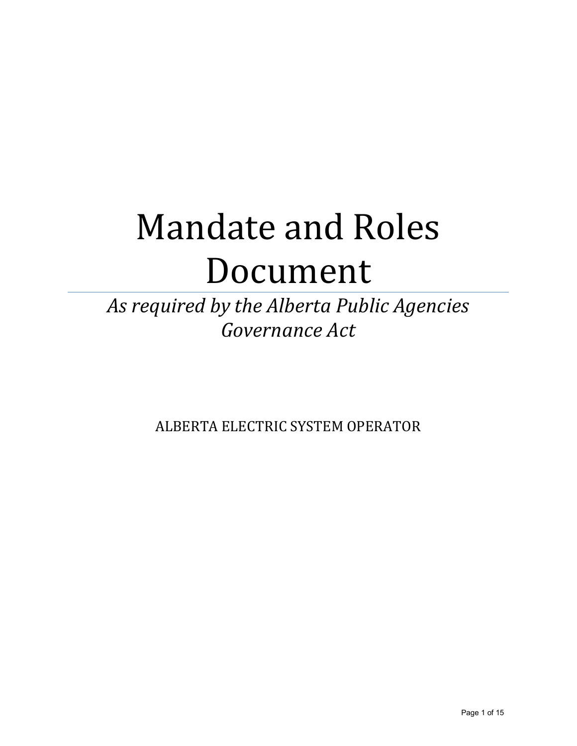# Mandate and Roles Document

*As required by the Alberta Public Agencies Governance Act*

ALBERTA ELECTRIC SYSTEM OPERATOR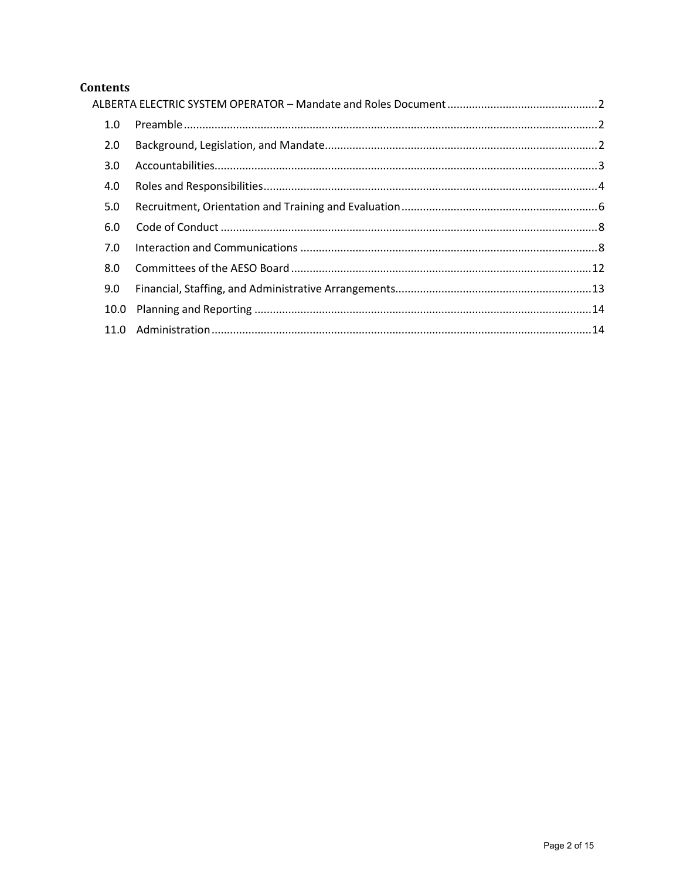## Contents

ALBERTA ELECTRIC SYSTEM OPERATOR – Mandate and Roles Document ....... 2

1.0 Preamble ....... 2

2.0 Background, Legislation, and Mandate ....... 2

3.0 Accountabilities ....... 3

4.0 Roles and Responsibilities ....... 4

5.0 Recruitment, Orientation and Training and Evaluation ....... 6

6.0 Code of Conduct ....... 8

7.0 Interaction and Communications ....... 8

8.0 Committees of the AESO Board ....... 12

9.0 Financial, Staffing, and Administrative Arrangements ....... 13

10.0 Planning and Reporting ....... 14

11.0 Administration ....... 14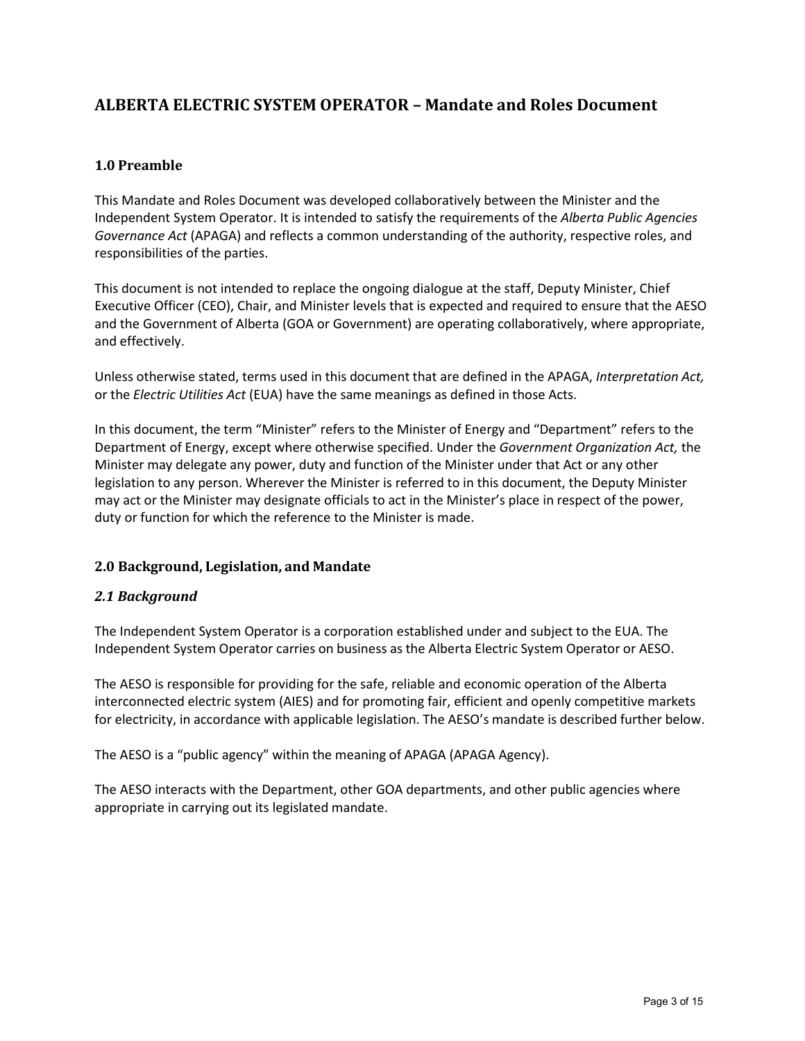# ALBERTA ELECTRIC SYSTEM OPERATOR – Mandate and Roles Document

## 1.0 Preamble

This Mandate and Roles Document was developed collaboratively between the Minister and the Independent System Operator. It is intended to satisfy the requirements of the *Alberta Public Agencies Governance Act* (APAGA) and reflects a common understanding of the authority, respective roles, and responsibilities of the parties.

This document is not intended to replace the ongoing dialogue at the staff, Deputy Minister, Chief Executive Officer (CEO), Chair, and Minister levels that is expected and required to ensure that the AESO and the Government of Alberta (GOA or Government) are operating collaboratively, where appropriate, and effectively.

Unless otherwise stated, terms used in this document that are defined in the APAGA, *Interpretation Act,* or the *Electric Utilities Act* (EUA) have the same meanings as defined in those Acts.

In this document, the term "Minister" refers to the Minister of Energy and "Department" refers to the Department of Energy, except where otherwise specified. Under the *Government Organization Act,* the Minister may delegate any power, duty and function of the Minister under that Act or any other legislation to any person. Wherever the Minister is referred to in this document, the Deputy Minister may act or the Minister may designate officials to act in the Minister's place in respect of the power, duty or function for which the reference to the Minister is made.

## 2.0 Background, Legislation, and Mandate

### *2.1 Background*

The Independent System Operator is a corporation established under and subject to the EUA. The Independent System Operator carries on business as the Alberta Electric System Operator or AESO.

The AESO is responsible for providing for the safe, reliable and economic operation of the Alberta interconnected electric system (AIES) and for promoting fair, efficient and openly competitive markets for electricity, in accordance with applicable legislation. The AESO's mandate is described further below.

The AESO is a "public agency" within the meaning of APAGA (APAGA Agency).

The AESO interacts with the Department, other GOA departments, and other public agencies where appropriate in carrying out its legislated mandate.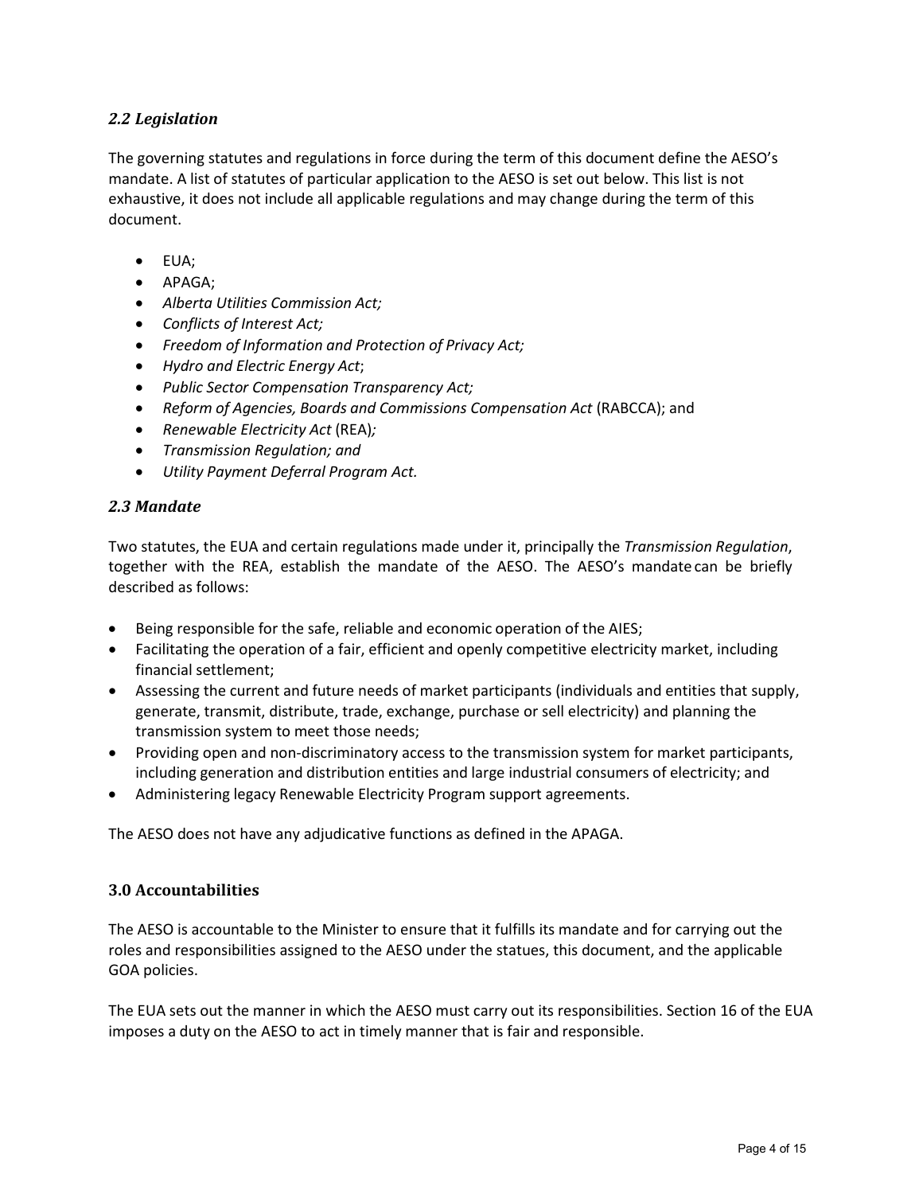### *2.2 Legislation*

The governing statutes and regulations in force during the term of this document define the AESO's mandate. A list of statutes of particular application to the AESO is set out below. This list is not exhaustive, it does not include all applicable regulations and may change during the term of this document.

- EUA;
- APAGA;
- *Alberta Utilities Commission Act;*
- *Conflicts of Interest Act;*
- *Freedom of Information and Protection of Privacy Act;*
- *Hydro and Electric Energy Act*;
- *Public Sector Compensation Transparency Act;*
- *Reform of Agencies, Boards and Commissions Compensation Act* (RABCCA); and
- *Renewable Electricity Act* (REA)*;*
- *Transmission Regulation; and*
- *Utility Payment Deferral Program Act.*

### *2.3 Mandate*

Two statutes, the EUA and certain regulations made under it, principally the *Transmission Regulation*, together with the REA, establish the mandate of the AESO. The AESO's mandate can be briefly described as follows:

- Being responsible for the safe, reliable and economic operation of the AIES;
- Facilitating the operation of a fair, efficient and openly competitive electricity market, including financial settlement;
- Assessing the current and future needs of market participants (individuals and entities that supply, generate, transmit, distribute, trade, exchange, purchase or sell electricity) and planning the transmission system to meet those needs;
- Providing open and non-discriminatory access to the transmission system for market participants, including generation and distribution entities and large industrial consumers of electricity; and
- Administering legacy Renewable Electricity Program support agreements.

The AESO does not have any adjudicative functions as defined in the APAGA.

## 3.0 Accountabilities

The AESO is accountable to the Minister to ensure that it fulfills its mandate and for carrying out the roles and responsibilities assigned to the AESO under the statues, this document, and the applicable GOA policies.

The EUA sets out the manner in which the AESO must carry out its responsibilities. Section 16 of the EUA imposes a duty on the AESO to act in timely manner that is fair and responsible.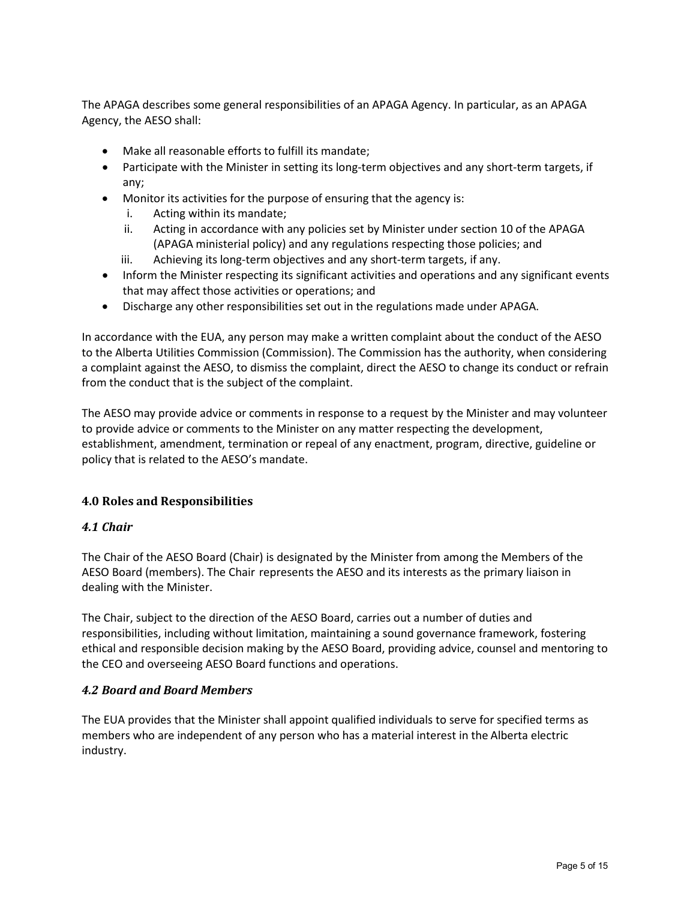The APAGA describes some general responsibilities of an APAGA Agency. In particular, as an APAGA Agency, the AESO shall:

- Make all reasonable efforts to fulfill its mandate;
- Participate with the Minister in setting its long-term objectives and any short-term targets, if any;
- Monitor its activities for the purpose of ensuring that the agency is:
    i. Acting within its mandate;
    ii. Acting in accordance with any policies set by Minister under section 10 of the APAGA (APAGA ministerial policy) and any regulations respecting those policies; and
    iii. Achieving its long-term objectives and any short-term targets, if any.
- Inform the Minister respecting its significant activities and operations and any significant events that may affect those activities or operations; and
- Discharge any other responsibilities set out in the regulations made under APAGA.

In accordance with the EUA, any person may make a written complaint about the conduct of the AESO to the Alberta Utilities Commission (Commission). The Commission has the authority, when considering a complaint against the AESO, to dismiss the complaint, direct the AESO to change its conduct or refrain from the conduct that is the subject of the complaint.

The AESO may provide advice or comments in response to a request by the Minister and may volunteer to provide advice or comments to the Minister on any matter respecting the development, establishment, amendment, termination or repeal of any enactment, program, directive, guideline or policy that is related to the AESO's mandate.

## 4.0 Roles and Responsibilities

### *4.1 Chair*

The Chair of the AESO Board (Chair) is designated by the Minister from among the Members of the AESO Board (members). The Chair represents the AESO and its interests as the primary liaison in dealing with the Minister.

The Chair, subject to the direction of the AESO Board, carries out a number of duties and responsibilities, including without limitation, maintaining a sound governance framework, fostering ethical and responsible decision making by the AESO Board, providing advice, counsel and mentoring to the CEO and overseeing AESO Board functions and operations.

### *4.2 Board and Board Members*

The EUA provides that the Minister shall appoint qualified individuals to serve for specified terms as members who are independent of any person who has a material interest in the Alberta electric industry.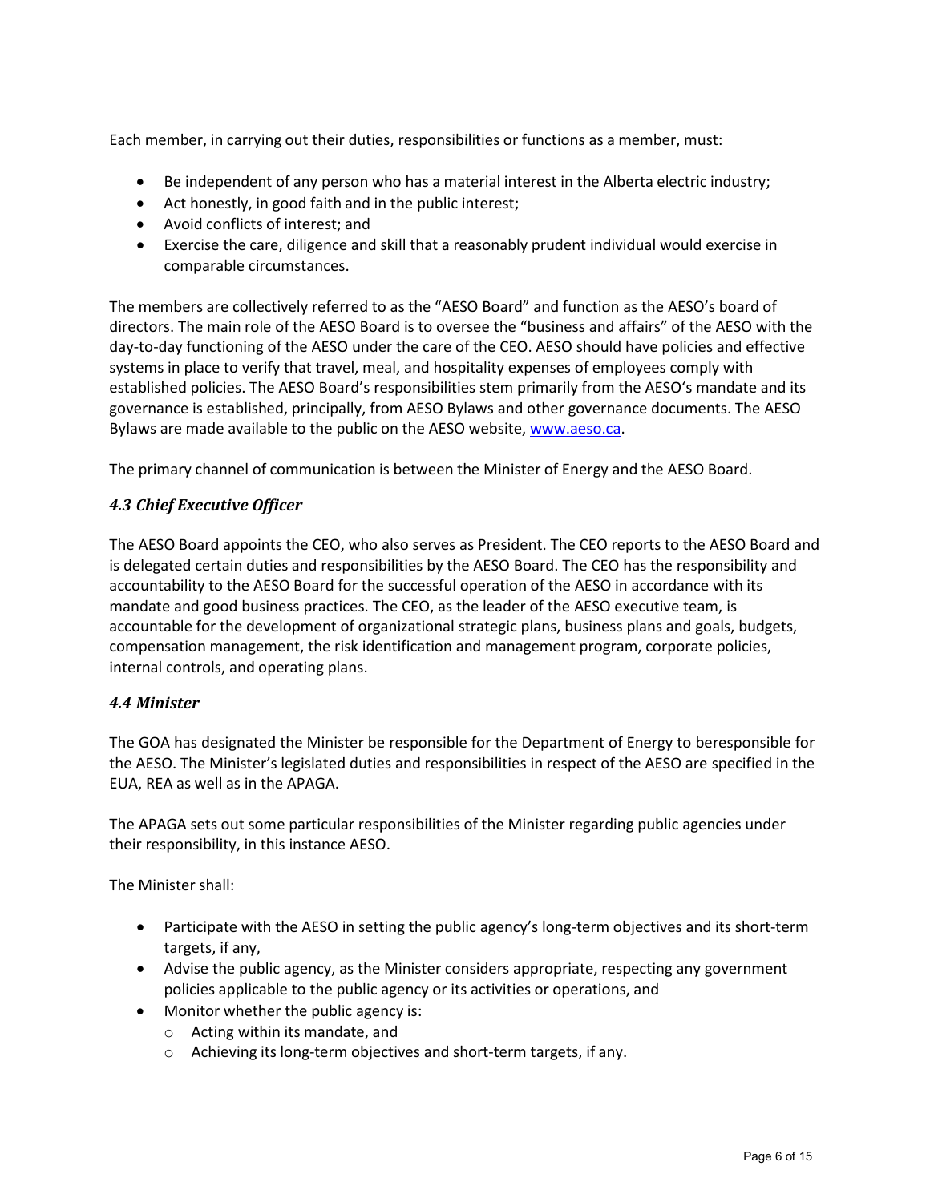Each member, in carrying out their duties, responsibilities or functions as a member, must:

- Be independent of any person who has a material interest in the Alberta electric industry;
- Act honestly, in good faith and in the public interest;
- Avoid conflicts of interest; and
- Exercise the care, diligence and skill that a reasonably prudent individual would exercise in comparable circumstances.

The members are collectively referred to as the "AESO Board" and function as the AESO's board of directors. The main role of the AESO Board is to oversee the "business and affairs" of the AESO with the day-to-day functioning of the AESO under the care of the CEO. AESO should have policies and effective systems in place to verify that travel, meal, and hospitality expenses of employees comply with established policies. The AESO Board's responsibilities stem primarily from the AESO's mandate and its governance is established, principally, from AESO Bylaws and other governance documents. The AESO Bylaws are made available to the public on the AESO website, [www.aeso.ca](http://www.aeso.ca).

The primary channel of communication is between the Minister of Energy and the AESO Board.

### *4.3 Chief Executive Officer*

The AESO Board appoints the CEO, who also serves as President. The CEO reports to the AESO Board and is delegated certain duties and responsibilities by the AESO Board. The CEO has the responsibility and accountability to the AESO Board for the successful operation of the AESO in accordance with its mandate and good business practices. The CEO, as the leader of the AESO executive team, is accountable for the development of organizational strategic plans, business plans and goals, budgets, compensation management, the risk identification and management program, corporate policies, internal controls, and operating plans.

### *4.4 Minister*

The GOA has designated the Minister be responsible for the Department of Energy to beresponsible for the AESO. The Minister's legislated duties and responsibilities in respect of the AESO are specified in the EUA, REA as well as in the APAGA.

The APAGA sets out some particular responsibilities of the Minister regarding public agencies under their responsibility, in this instance AESO.

The Minister shall:

- Participate with the AESO in setting the public agency's long-term objectives and its short-term targets, if any,
- Advise the public agency, as the Minister considers appropriate, respecting any government policies applicable to the public agency or its activities or operations, and
- Monitor whether the public agency is:
  - Acting within its mandate, and
  - Achieving its long-term objectives and short-term targets, if any.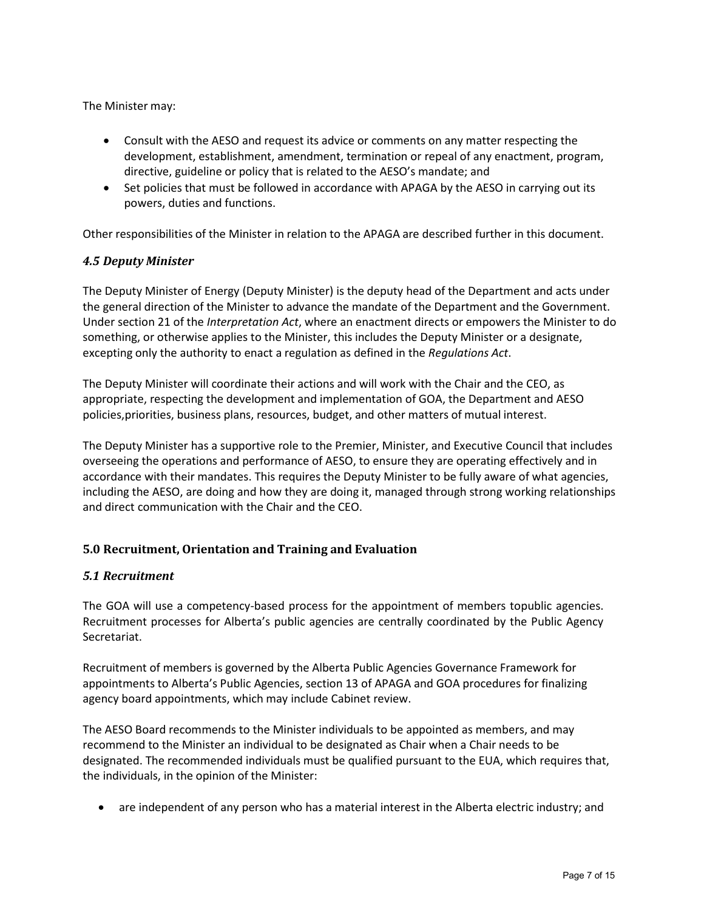The Minister may:

- Consult with the AESO and request its advice or comments on any matter respecting the development, establishment, amendment, termination or repeal of any enactment, program, directive, guideline or policy that is related to the AESO's mandate; and
- Set policies that must be followed in accordance with APAGA by the AESO in carrying out its powers, duties and functions.

Other responsibilities of the Minister in relation to the APAGA are described further in this document.

### *4.5 Deputy Minister*

The Deputy Minister of Energy (Deputy Minister) is the deputy head of the Department and acts under the general direction of the Minister to advance the mandate of the Department and the Government. Under section 21 of the *Interpretation Act*, where an enactment directs or empowers the Minister to do something, or otherwise applies to the Minister, this includes the Deputy Minister or a designate, excepting only the authority to enact a regulation as defined in the *Regulations Act*.

The Deputy Minister will coordinate their actions and will work with the Chair and the CEO, as appropriate, respecting the development and implementation of GOA, the Department and AESO policies,priorities, business plans, resources, budget, and other matters of mutual interest.

The Deputy Minister has a supportive role to the Premier, Minister, and Executive Council that includes overseeing the operations and performance of AESO, to ensure they are operating effectively and in accordance with their mandates. This requires the Deputy Minister to be fully aware of what agencies, including the AESO, are doing and how they are doing it, managed through strong working relationships and direct communication with the Chair and the CEO.

## 5.0 Recruitment, Orientation and Training and Evaluation

### *5.1 Recruitment*

The GOA will use a competency-based process for the appointment of members topublic agencies. Recruitment processes for Alberta's public agencies are centrally coordinated by the Public Agency Secretariat.

Recruitment of members is governed by the Alberta Public Agencies Governance Framework for appointments to Alberta's Public Agencies, section 13 of APAGA and GOA procedures for finalizing agency board appointments, which may include Cabinet review.

The AESO Board recommends to the Minister individuals to be appointed as members, and may recommend to the Minister an individual to be designated as Chair when a Chair needs to be designated. The recommended individuals must be qualified pursuant to the EUA, which requires that, the individuals, in the opinion of the Minister:

- are independent of any person who has a material interest in the Alberta electric industry; and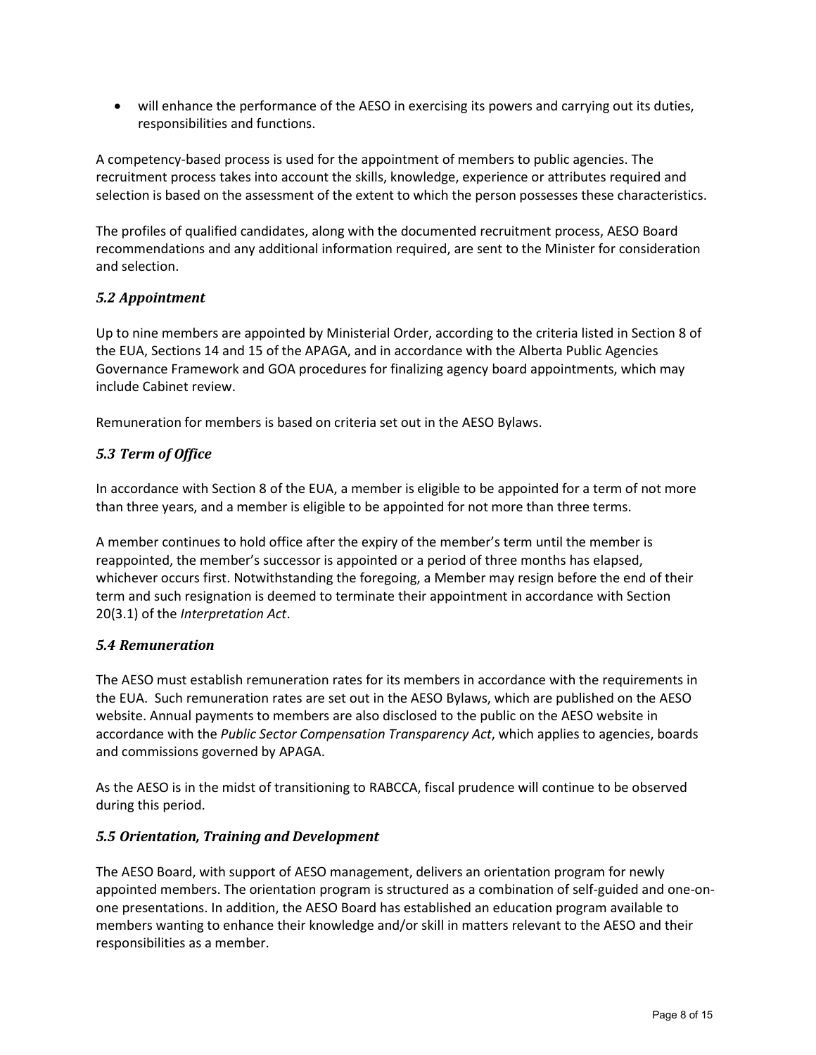- will enhance the performance of the AESO in exercising its powers and carrying out its duties, responsibilities and functions.

A competency-based process is used for the appointment of members to public agencies. The recruitment process takes into account the skills, knowledge, experience or attributes required and selection is based on the assessment of the extent to which the person possesses these characteristics.

The profiles of qualified candidates, along with the documented recruitment process, AESO Board recommendations and any additional information required, are sent to the Minister for consideration and selection.

### *5.2 Appointment*

Up to nine members are appointed by Ministerial Order, according to the criteria listed in Section 8 of the EUA, Sections 14 and 15 of the APAGA, and in accordance with the Alberta Public Agencies Governance Framework and GOA procedures for finalizing agency board appointments, which may include Cabinet review.

Remuneration for members is based on criteria set out in the AESO Bylaws.

### *5.3 Term of Office*

In accordance with Section 8 of the EUA, a member is eligible to be appointed for a term of not more than three years, and a member is eligible to be appointed for not more than three terms.

A member continues to hold office after the expiry of the member's term until the member is reappointed, the member's successor is appointed or a period of three months has elapsed, whichever occurs first. Notwithstanding the foregoing, a Member may resign before the end of their term and such resignation is deemed to terminate their appointment in accordance with Section 20(3.1) of the *Interpretation Act*.

### *5.4 Remuneration*

The AESO must establish remuneration rates for its members in accordance with the requirements in the EUA. Such remuneration rates are set out in the AESO Bylaws, which are published on the AESO website. Annual payments to members are also disclosed to the public on the AESO website in accordance with the *Public Sector Compensation Transparency Act*, which applies to agencies, boards and commissions governed by APAGA.

As the AESO is in the midst of transitioning to RABCCA, fiscal prudence will continue to be observed during this period.

### *5.5 Orientation, Training and Development*

The AESO Board, with support of AESO management, delivers an orientation program for newly appointed members. The orientation program is structured as a combination of self-guided and one-on-one presentations. In addition, the AESO Board has established an education program available to members wanting to enhance their knowledge and/or skill in matters relevant to the AESO and their responsibilities as a member.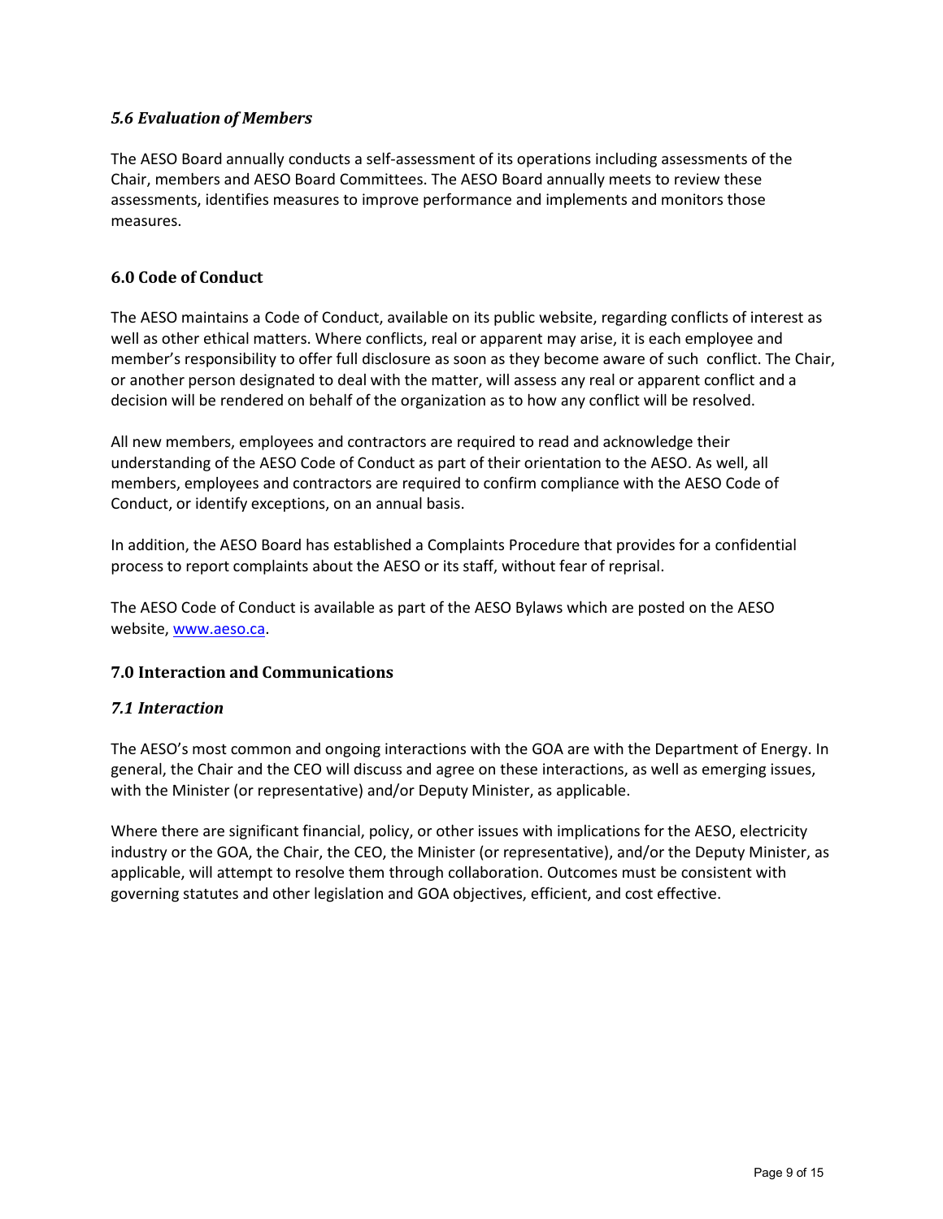### *5.6 Evaluation of Members*

The AESO Board annually conducts a self-assessment of its operations including assessments of the Chair, members and AESO Board Committees. The AESO Board annually meets to review these assessments, identifies measures to improve performance and implements and monitors those measures.

## 6.0 Code of Conduct

The AESO maintains a Code of Conduct, available on its public website, regarding conflicts of interest as well as other ethical matters. Where conflicts, real or apparent may arise, it is each employee and member's responsibility to offer full disclosure as soon as they become aware of such conflict. The Chair, or another person designated to deal with the matter, will assess any real or apparent conflict and a decision will be rendered on behalf of the organization as to how any conflict will be resolved.

All new members, employees and contractors are required to read and acknowledge their understanding of the AESO Code of Conduct as part of their orientation to the AESO. As well, all members, employees and contractors are required to confirm compliance with the AESO Code of Conduct, or identify exceptions, on an annual basis.

In addition, the AESO Board has established a Complaints Procedure that provides for a confidential process to report complaints about the AESO or its staff, without fear of reprisal.

The AESO Code of Conduct is available as part of the AESO Bylaws which are posted on the AESO website, [www.aeso.ca](http://www.aeso.ca).

## 7.0 Interaction and Communications

### *7.1 Interaction*

The AESO's most common and ongoing interactions with the GOA are with the Department of Energy. In general, the Chair and the CEO will discuss and agree on these interactions, as well as emerging issues, with the Minister (or representative) and/or Deputy Minister, as applicable.

Where there are significant financial, policy, or other issues with implications for the AESO, electricity industry or the GOA, the Chair, the CEO, the Minister (or representative), and/or the Deputy Minister, as applicable, will attempt to resolve them through collaboration. Outcomes must be consistent with governing statutes and other legislation and GOA objectives, efficient, and cost effective.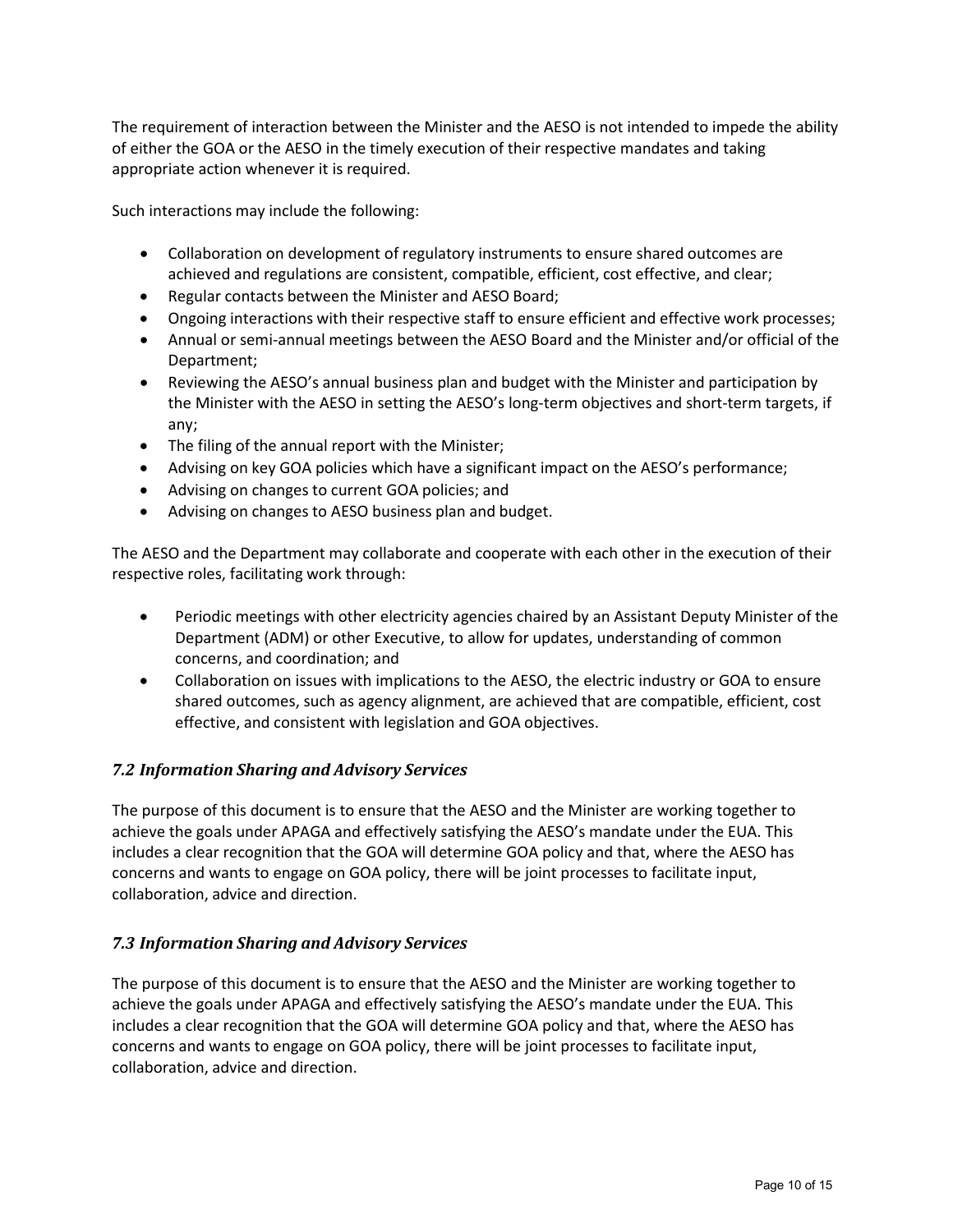The requirement of interaction between the Minister and the AESO is not intended to impede the ability of either the GOA or the AESO in the timely execution of their respective mandates and taking appropriate action whenever it is required.

Such interactions may include the following:

- Collaboration on development of regulatory instruments to ensure shared outcomes are achieved and regulations are consistent, compatible, efficient, cost effective, and clear;
- Regular contacts between the Minister and AESO Board;
- Ongoing interactions with their respective staff to ensure efficient and effective work processes;
- Annual or semi-annual meetings between the AESO Board and the Minister and/or official of the Department;
- Reviewing the AESO's annual business plan and budget with the Minister and participation by the Minister with the AESO in setting the AESO's long-term objectives and short-term targets, if any;
- The filing of the annual report with the Minister;
- Advising on key GOA policies which have a significant impact on the AESO's performance;
- Advising on changes to current GOA policies; and
- Advising on changes to AESO business plan and budget.

The AESO and the Department may collaborate and cooperate with each other in the execution of their respective roles, facilitating work through:

- Periodic meetings with other electricity agencies chaired by an Assistant Deputy Minister of the Department (ADM) or other Executive, to allow for updates, understanding of common concerns, and coordination; and
- Collaboration on issues with implications to the AESO, the electric industry or GOA to ensure shared outcomes, such as agency alignment, are achieved that are compatible, efficient, cost effective, and consistent with legislation and GOA objectives.

### *7.2 Information Sharing and Advisory Services*

The purpose of this document is to ensure that the AESO and the Minister are working together to achieve the goals under APAGA and effectively satisfying the AESO's mandate under the EUA. This includes a clear recognition that the GOA will determine GOA policy and that, where the AESO has concerns and wants to engage on GOA policy, there will be joint processes to facilitate input, collaboration, advice and direction.

### *7.3 Information Sharing and Advisory Services*

The purpose of this document is to ensure that the AESO and the Minister are working together to achieve the goals under APAGA and effectively satisfying the AESO's mandate under the EUA. This includes a clear recognition that the GOA will determine GOA policy and that, where the AESO has concerns and wants to engage on GOA policy, there will be joint processes to facilitate input, collaboration, advice and direction.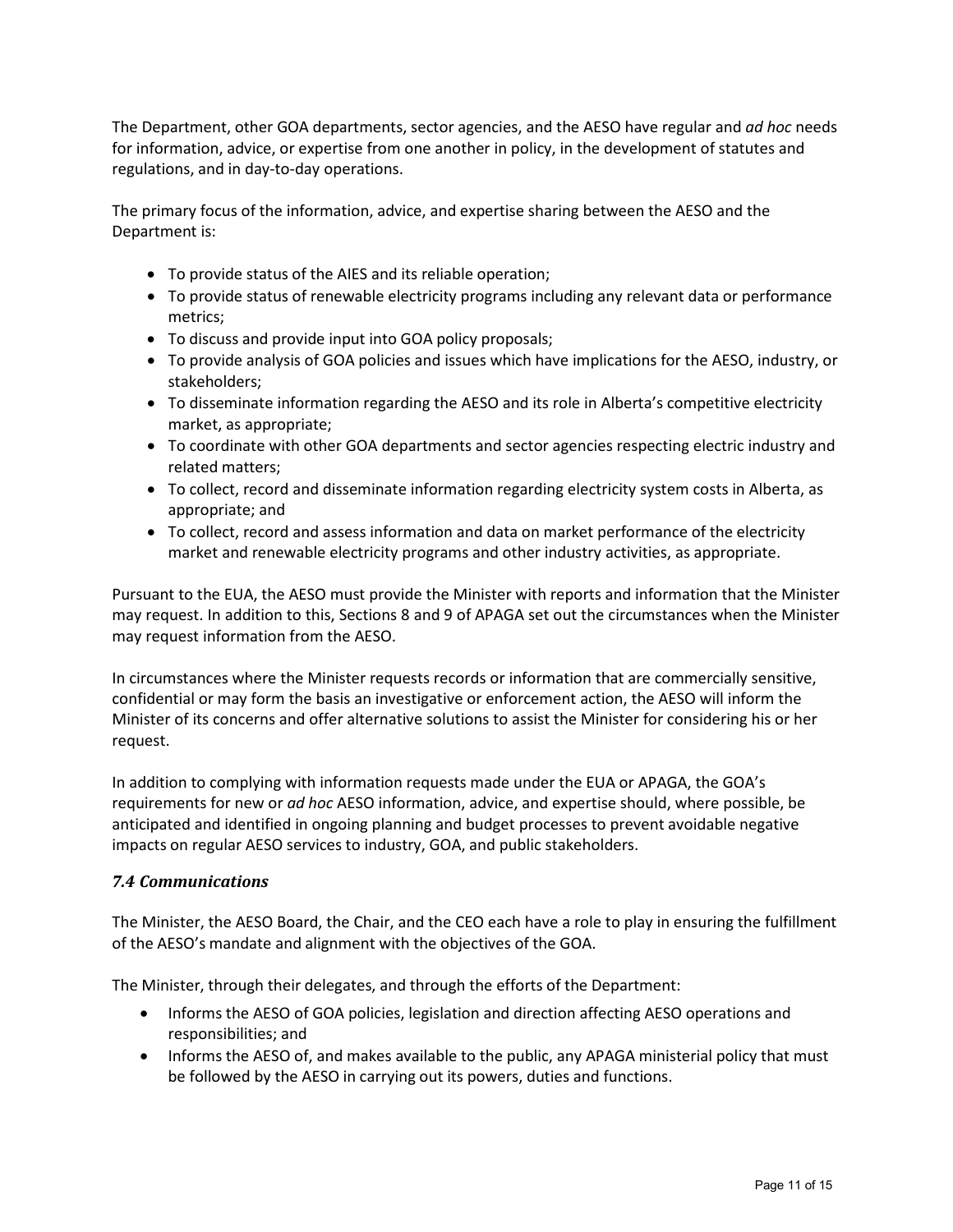The Department, other GOA departments, sector agencies, and the AESO have regular and *ad hoc* needs for information, advice, or expertise from one another in policy, in the development of statutes and regulations, and in day-to-day operations.

The primary focus of the information, advice, and expertise sharing between the AESO and the Department is:

- To provide status of the AIES and its reliable operation;
- To provide status of renewable electricity programs including any relevant data or performance metrics;
- To discuss and provide input into GOA policy proposals;
- To provide analysis of GOA policies and issues which have implications for the AESO, industry, or stakeholders;
- To disseminate information regarding the AESO and its role in Alberta's competitive electricity market, as appropriate;
- To coordinate with other GOA departments and sector agencies respecting electric industry and related matters;
- To collect, record and disseminate information regarding electricity system costs in Alberta, as appropriate; and
- To collect, record and assess information and data on market performance of the electricity market and renewable electricity programs and other industry activities, as appropriate.

Pursuant to the EUA, the AESO must provide the Minister with reports and information that the Minister may request. In addition to this, Sections 8 and 9 of APAGA set out the circumstances when the Minister may request information from the AESO.

In circumstances where the Minister requests records or information that are commercially sensitive, confidential or may form the basis an investigative or enforcement action, the AESO will inform the Minister of its concerns and offer alternative solutions to assist the Minister for considering his or her request.

In addition to complying with information requests made under the EUA or APAGA, the GOA's requirements for new or *ad hoc* AESO information, advice, and expertise should, where possible, be anticipated and identified in ongoing planning and budget processes to prevent avoidable negative impacts on regular AESO services to industry, GOA, and public stakeholders.

### *7.4 Communications*

The Minister, the AESO Board, the Chair, and the CEO each have a role to play in ensuring the fulfillment of the AESO's mandate and alignment with the objectives of the GOA.

The Minister, through their delegates, and through the efforts of the Department:

- Informs the AESO of GOA policies, legislation and direction affecting AESO operations and responsibilities; and
- Informs the AESO of, and makes available to the public, any APAGA ministerial policy that must be followed by the AESO in carrying out its powers, duties and functions.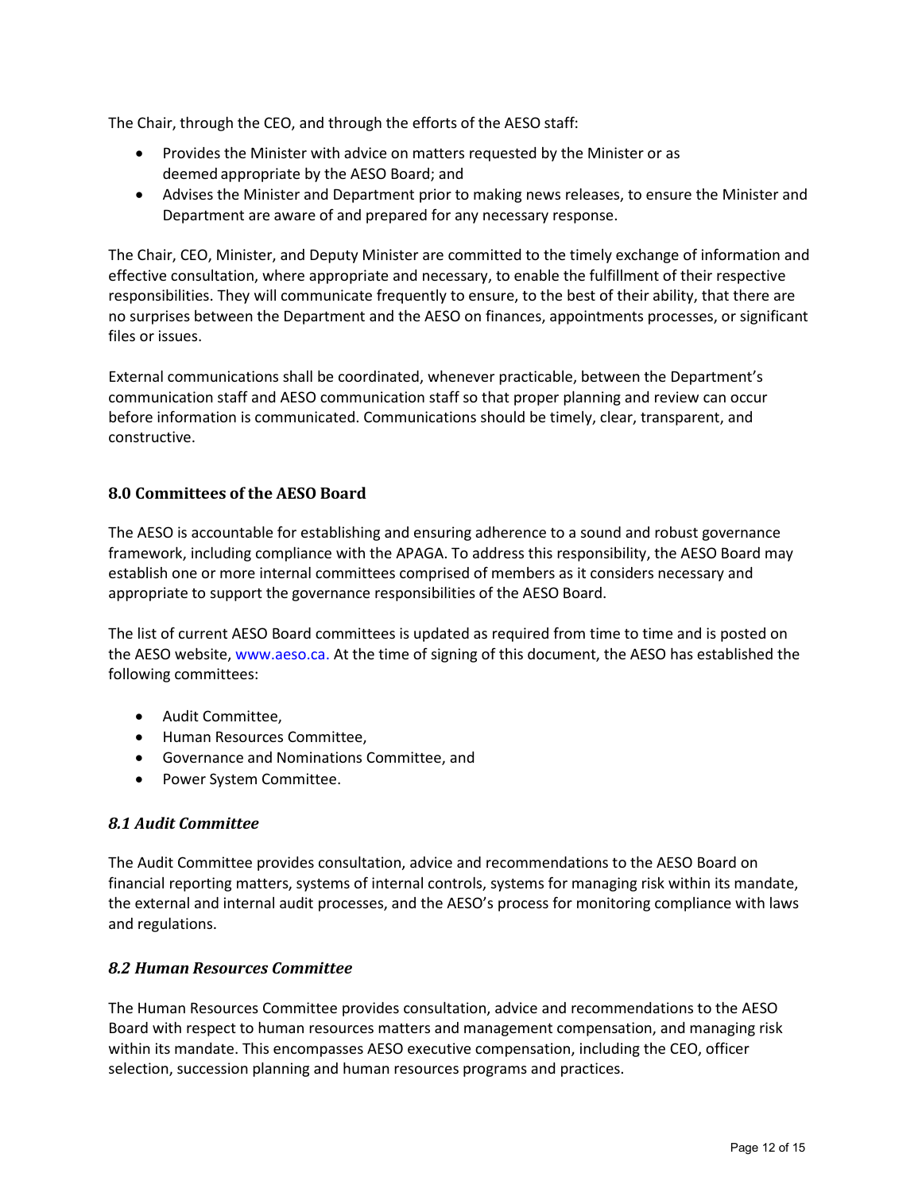The Chair, through the CEO, and through the efforts of the AESO staff:

- Provides the Minister with advice on matters requested by the Minister or as deemed appropriate by the AESO Board; and
- Advises the Minister and Department prior to making news releases, to ensure the Minister and Department are aware of and prepared for any necessary response.

The Chair, CEO, Minister, and Deputy Minister are committed to the timely exchange of information and effective consultation, where appropriate and necessary, to enable the fulfillment of their respective responsibilities. They will communicate frequently to ensure, to the best of their ability, that there are no surprises between the Department and the AESO on finances, appointments processes, or significant files or issues.

External communications shall be coordinated, whenever practicable, between the Department's communication staff and AESO communication staff so that proper planning and review can occur before information is communicated. Communications should be timely, clear, transparent, and constructive.

## 8.0 Committees of the AESO Board

The AESO is accountable for establishing and ensuring adherence to a sound and robust governance framework, including compliance with the APAGA. To address this responsibility, the AESO Board may establish one or more internal committees comprised of members as it considers necessary and appropriate to support the governance responsibilities of the AESO Board.

The list of current AESO Board committees is updated as required from time to time and is posted on the AESO website, www.aeso.ca. At the time of signing of this document, the AESO has established the following committees:

- Audit Committee,
- Human Resources Committee,
- Governance and Nominations Committee, and
- Power System Committee.

### *8.1 Audit Committee*

The Audit Committee provides consultation, advice and recommendations to the AESO Board on financial reporting matters, systems of internal controls, systems for managing risk within its mandate, the external and internal audit processes, and the AESO's process for monitoring compliance with laws and regulations.

### *8.2 Human Resources Committee*

The Human Resources Committee provides consultation, advice and recommendations to the AESO Board with respect to human resources matters and management compensation, and managing risk within its mandate. This encompasses AESO executive compensation, including the CEO, officer selection, succession planning and human resources programs and practices.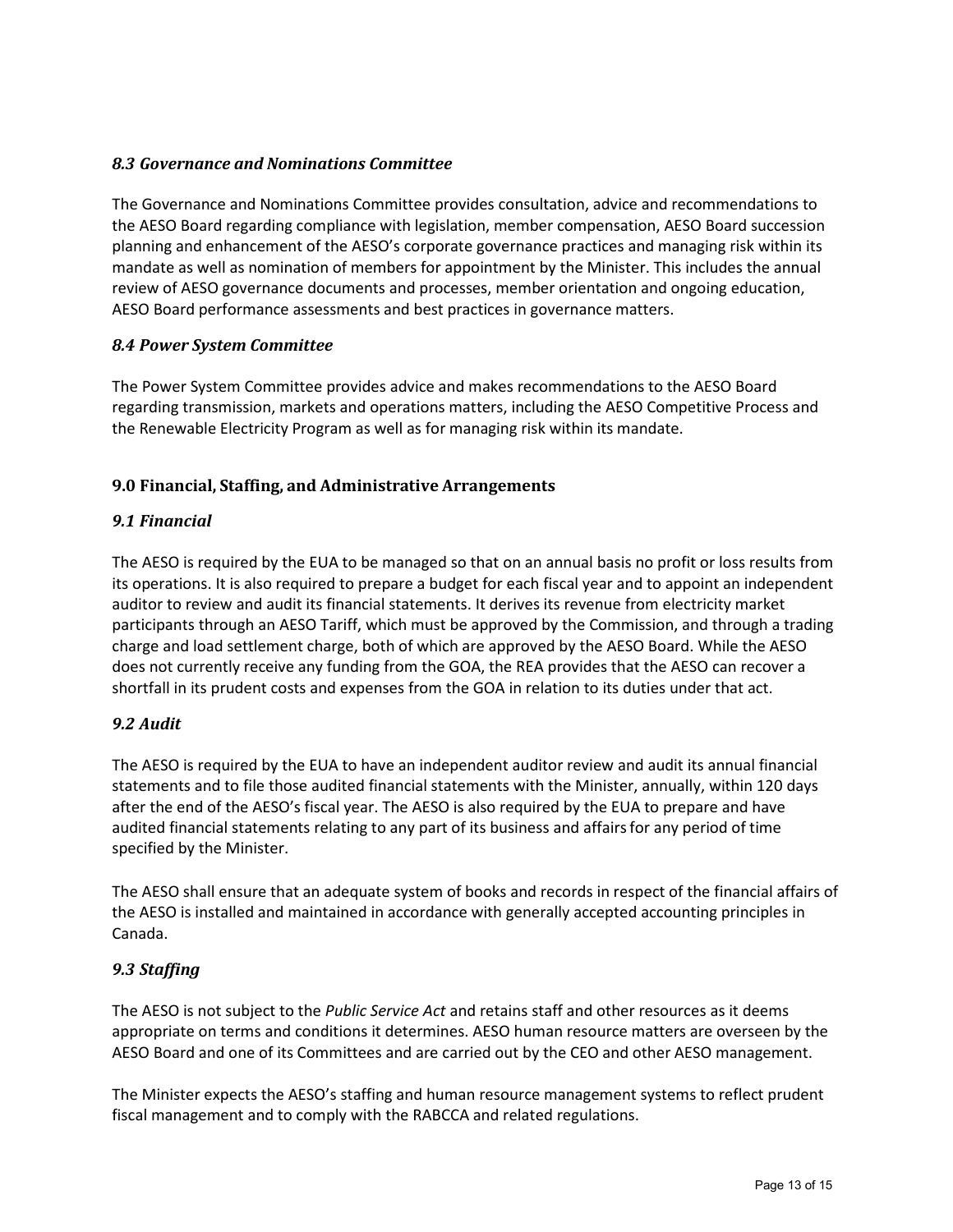### *8.3 Governance and Nominations Committee*

The Governance and Nominations Committee provides consultation, advice and recommendations to the AESO Board regarding compliance with legislation, member compensation, AESO Board succession planning and enhancement of the AESO's corporate governance practices and managing risk within its mandate as well as nomination of members for appointment by the Minister. This includes the annual review of AESO governance documents and processes, member orientation and ongoing education, AESO Board performance assessments and best practices in governance matters.

### *8.4 Power System Committee*

The Power System Committee provides advice and makes recommendations to the AESO Board regarding transmission, markets and operations matters, including the AESO Competitive Process and the Renewable Electricity Program as well as for managing risk within its mandate.

## 9.0 Financial, Staffing, and Administrative Arrangements

### *9.1 Financial*

The AESO is required by the EUA to be managed so that on an annual basis no profit or loss results from its operations. It is also required to prepare a budget for each fiscal year and to appoint an independent auditor to review and audit its financial statements. It derives its revenue from electricity market participants through an AESO Tariff, which must be approved by the Commission, and through a trading charge and load settlement charge, both of which are approved by the AESO Board. While the AESO does not currently receive any funding from the GOA, the REA provides that the AESO can recover a shortfall in its prudent costs and expenses from the GOA in relation to its duties under that act.

### *9.2 Audit*

The AESO is required by the EUA to have an independent auditor review and audit its annual financial statements and to file those audited financial statements with the Minister, annually, within 120 days after the end of the AESO's fiscal year. The AESO is also required by the EUA to prepare and have audited financial statements relating to any part of its business and affairs for any period of time specified by the Minister.

The AESO shall ensure that an adequate system of books and records in respect of the financial affairs of the AESO is installed and maintained in accordance with generally accepted accounting principles in Canada.

### *9.3 Staffing*

The AESO is not subject to the *Public Service Act* and retains staff and other resources as it deems appropriate on terms and conditions it determines. AESO human resource matters are overseen by the AESO Board and one of its Committees and are carried out by the CEO and other AESO management.

The Minister expects the AESO's staffing and human resource management systems to reflect prudent fiscal management and to comply with the RABCCA and related regulations.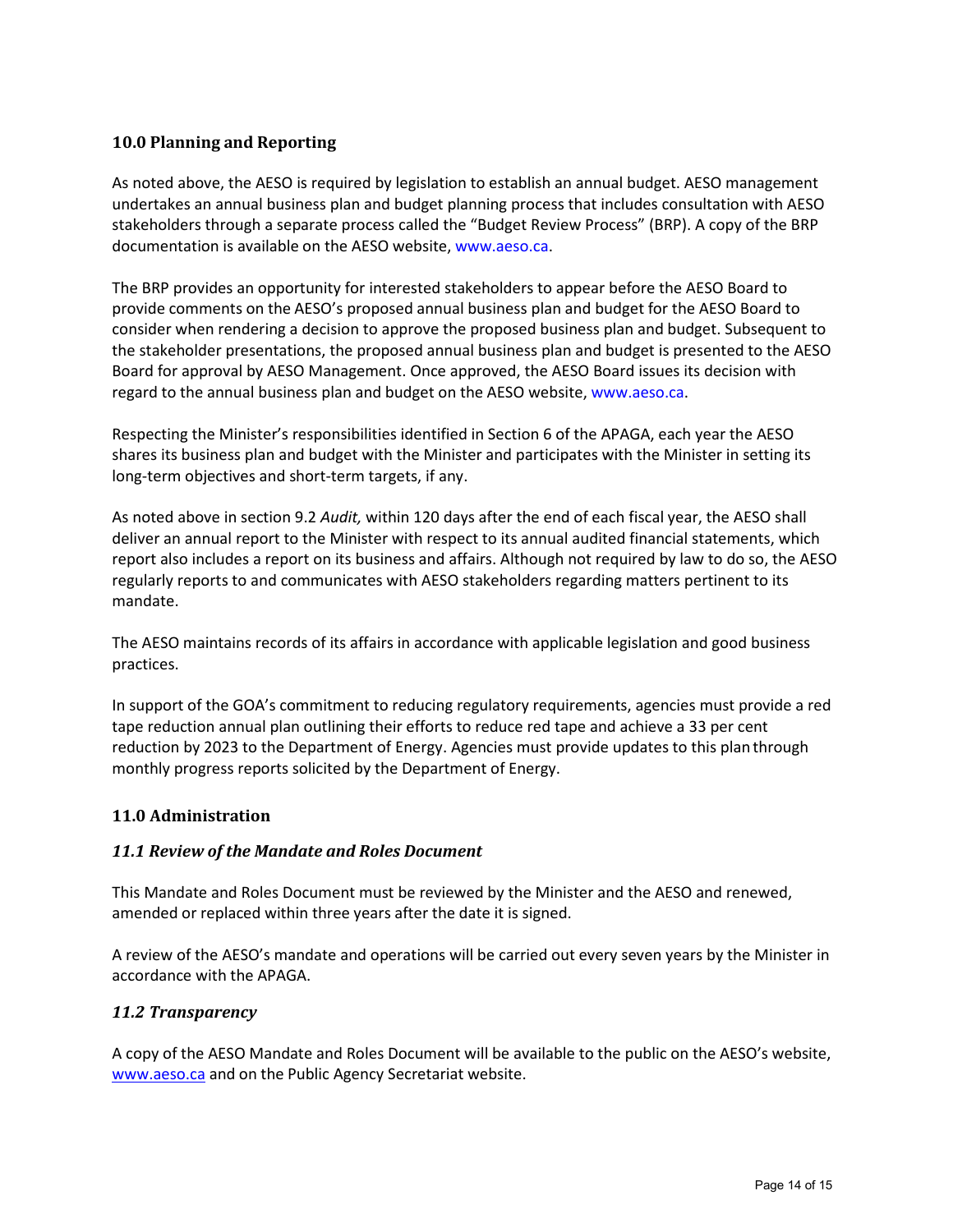## 10.0 Planning and Reporting

As noted above, the AESO is required by legislation to establish an annual budget. AESO management undertakes an annual business plan and budget planning process that includes consultation with AESO stakeholders through a separate process called the "Budget Review Process" (BRP). A copy of the BRP documentation is available on the AESO website, www.aeso.ca.

The BRP provides an opportunity for interested stakeholders to appear before the AESO Board to provide comments on the AESO's proposed annual business plan and budget for the AESO Board to consider when rendering a decision to approve the proposed business plan and budget. Subsequent to the stakeholder presentations, the proposed annual business plan and budget is presented to the AESO Board for approval by AESO Management. Once approved, the AESO Board issues its decision with regard to the annual business plan and budget on the AESO website, www.aeso.ca.

Respecting the Minister's responsibilities identified in Section 6 of the APAGA, each year the AESO shares its business plan and budget with the Minister and participates with the Minister in setting its long-term objectives and short-term targets, if any.

As noted above in section 9.2 *Audit,* within 120 days after the end of each fiscal year, the AESO shall deliver an annual report to the Minister with respect to its annual audited financial statements, which report also includes a report on its business and affairs. Although not required by law to do so, the AESO regularly reports to and communicates with AESO stakeholders regarding matters pertinent to its mandate.

The AESO maintains records of its affairs in accordance with applicable legislation and good business practices.

In support of the GOA's commitment to reducing regulatory requirements, agencies must provide a red tape reduction annual plan outlining their efforts to reduce red tape and achieve a 33 per cent reduction by 2023 to the Department of Energy. Agencies must provide updates to this plan through monthly progress reports solicited by the Department of Energy.

## 11.0 Administration

### *11.1 Review of the Mandate and Roles Document*

This Mandate and Roles Document must be reviewed by the Minister and the AESO and renewed, amended or replaced within three years after the date it is signed.

A review of the AESO's mandate and operations will be carried out every seven years by the Minister in accordance with the APAGA.

### *11.2 Transparency*

A copy of the AESO Mandate and Roles Document will be available to the public on the AESO's website, www.aeso.ca and on the Public Agency Secretariat website.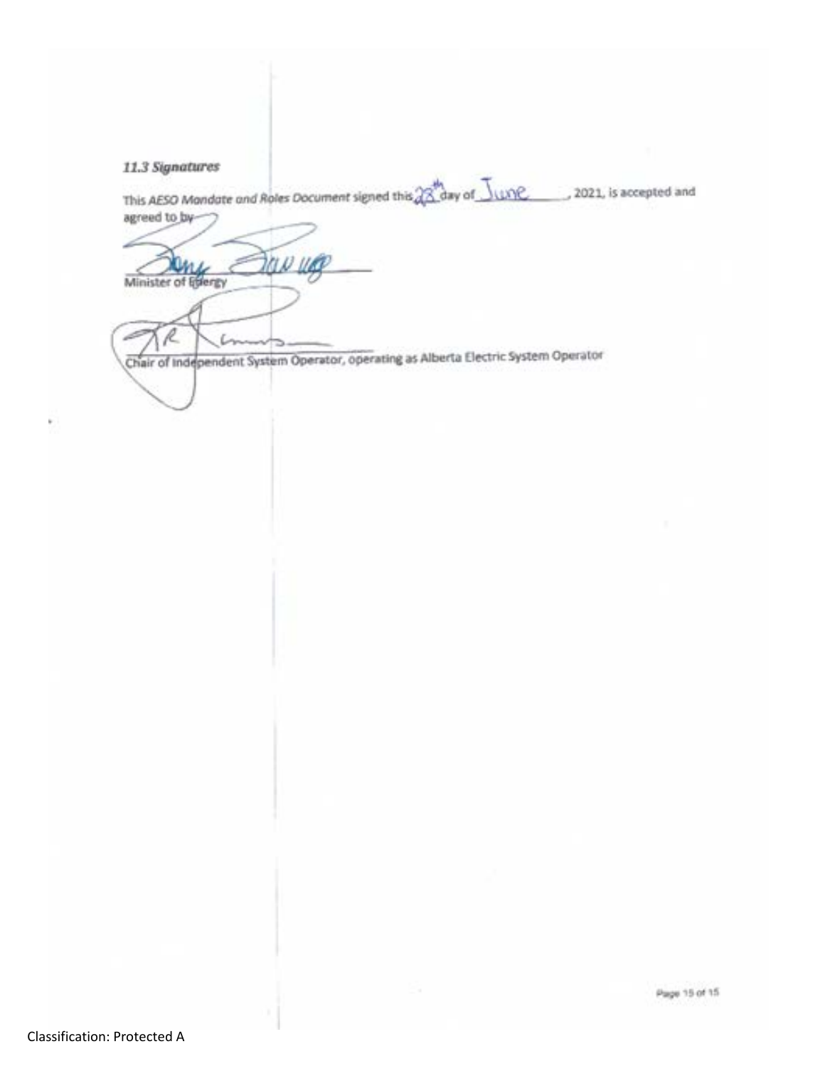### *11.3 Signatures*

This *AESO Mandate and Roles Document* signed this 28th day of June, 2021, is accepted and agreed to by

Minister of Energy

Chair of Independent System Operator, operating as Alberta Electric System Operator

Classification: Protected A